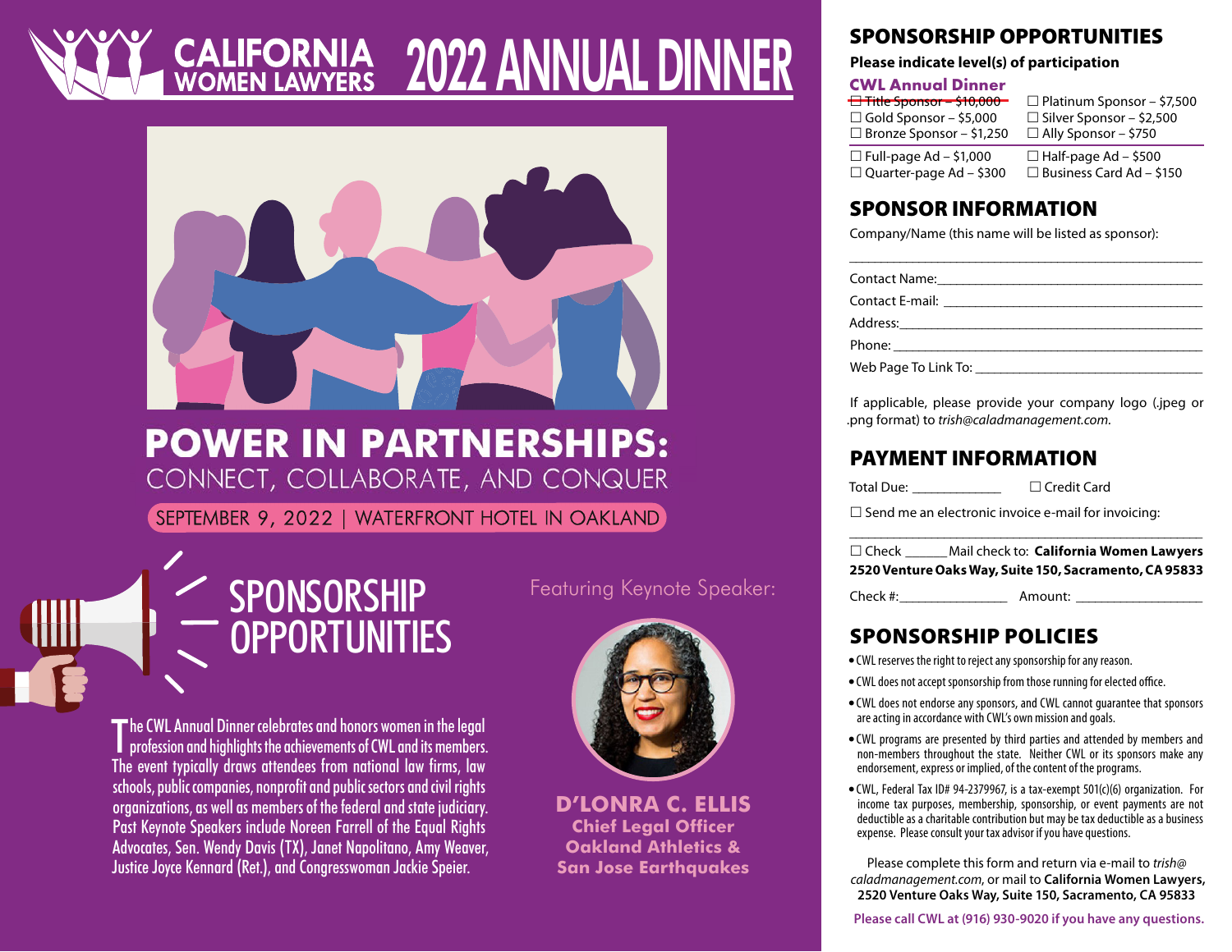# CALIFORNIA WOMEN LAWYERS 2022 ANNUAL DINNER

## POWER IN PARTNERSHIPS:

CONNECT, COLLABORATE, AND CONQUER

SEPTEMBER 9, 2022 | WATERFRONT HOTEL IN OAKLAND

## SPONSORSHIP OPPORTUNITIES

The CWL Annual Dinner celebrates and honors women in the legal profession and highlights the achievements of CWL and its members. The event typically draws attendees from national law firms, law schools, public companies, nonprofit and public sectors and civil rights organizations, as well as members of the federal and state judiciary. Past Keynote Speakers include Noreen Farrell of the Equal Rights Advocates, Sen. Wendy Davis (TX), Janet Napolitano, Amy Weaver, Justice Joyce Kennard (Ret.), and Congresswoman Jackie Speier.

Featuring Keynote Speaker:

**D'LONRA C. ELLIS**
**Chief Legal Officer**
**Oakland Athletics & San Jose Earthquakes**

## SPONSORSHIP OPPORTUNITIES

**Please indicate level(s) of participation**

**CWL Annual Dinner**

☐ ~~Title Sponsor – $10,000~~
☐ Platinum Sponsor – $7,500
☐ Gold Sponsor – $5,000
☐ Silver Sponsor – $2,500
☐ Bronze Sponsor – $1,250
☐ Ally Sponsor – $750

☐ Full-page Ad – $1,000
☐ Half-page Ad – $500
☐ Quarter-page Ad – $300
☐ Business Card Ad – $150

## SPONSOR INFORMATION

Company/Name (this name will be listed as sponsor):

____________________________________________

Contact Name:____________________________________

Contact E-mail: ___________________________________

Address:________________________________________

Phone: _________________________________________

Web Page To Link To: ______________________________

If applicable, please provide your company logo (.jpeg or .png format) to *trish@caladmanagement.com*.

## PAYMENT INFORMATION

Total Due: ____________ ☐ Credit Card

☐ Send me an electronic invoice e-mail for invoicing:

____________________________________________

☐ Check ______ Mail check to: **California Women Lawyers 2520 Venture Oaks Way, Suite 150, Sacramento, CA 95833**

Check #:_______________ Amount: _________________

## SPONSORSHIP POLICIES

- CWL reserves the right to reject any sponsorship for any reason.
- CWL does not accept sponsorship from those running for elected office.
- CWL does not endorse any sponsors, and CWL cannot guarantee that sponsors are acting in accordance with CWL's own mission and goals.
- CWL programs are presented by third parties and attended by members and non-members throughout the state. Neither CWL or its sponsors make any endorsement, express or implied, of the content of the programs.
- CWL, Federal Tax ID# 94-2379967, is a tax-exempt 501(c)(6) organization. For income tax purposes, membership, sponsorship, or event payments are not deductible as a charitable contribution but may be tax deductible as a business expense. Please consult your tax advisor if you have questions.

Please complete this form and return via e-mail to *trish@caladmanagement.com*, or mail to **California Women Lawyers, 2520 Venture Oaks Way, Suite 150, Sacramento, CA 95833**

**Please call CWL at (916) 930-9020 if you have any questions.**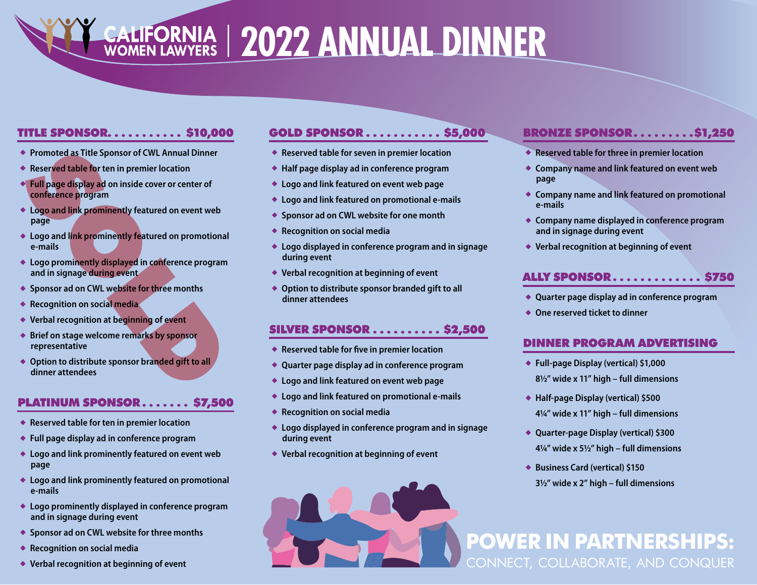# CALIFORNIA WOMEN LAWYERS | 2022 ANNUAL DINNER

## TITLE SPONSOR. . . . . . . . . . . $10,000

SOLD

- Promoted as Title Sponsor of CWL Annual Dinner
- Reserved table for ten in premier location
- Full page display ad on inside cover or center of conference program
- Logo and link prominently featured on event web page
- Logo and link prominently featured on promotional e-mails
- Logo prominently displayed in conference program and in signage during event
- Sponsor ad on CWL website for three months
- Recognition on social media
- Verbal recognition at beginning of event
- Brief on stage welcome remarks by sponsor representative
- Option to distribute sponsor branded gift to all dinner attendees

## PLATINUM SPONSOR . . . . . . . $7,500

- Reserved table for ten in premier location
- Full page display ad in conference program
- Logo and link prominently featured on event web page
- Logo and link prominently featured on promotional e-mails
- Logo prominently displayed in conference program and in signage during event
- Sponsor ad on CWL website for three months
- Recognition on social media
- Verbal recognition at beginning of event

## GOLD SPONSOR . . . . . . . . . . . $5,000

- Reserved table for seven in premier location
- Half page display ad in conference program
- Logo and link featured on event web page
- Logo and link featured on promotional e-mails
- Sponsor ad on CWL website for one month
- Recognition on social media
- Logo displayed in conference program and in signage during event
- Verbal recognition at beginning of event
- Option to distribute sponsor branded gift to all dinner attendees

## SILVER SPONSOR . . . . . . . . . . $2,500

- Reserved table for five in premier location
- Quarter page display ad in conference program
- Logo and link featured on event web page
- Logo and link featured on promotional e-mails
- Recognition on social media
- Logo displayed in conference program and in signage during event
- Verbal recognition at beginning of event

## BRONZE SPONSOR . . . . . . . . . $1,250

- Reserved table for three in premier location
- Company name and link featured on event web page
- Company name and link featured on promotional e-mails
- Company name displayed in conference program and in signage during event
- Verbal recognition at beginning of event

## ALLY SPONSOR . . . . . . . . . . . . . $750

- Quarter page display ad in conference program
- One reserved ticket to dinner

## DINNER PROGRAM ADVERTISING

- Full-page Display (vertical) $1,000
  8½″ wide x 11″ high – full dimensions
- Half-page Display (vertical) $500
  4¼″ wide x 11″ high – full dimensions
- Quarter-page Display (vertical) $300
  4¼″ wide x 5½″ high – full dimensions
- Business Card (vertical) $150
  3½″ wide x 2″ high – full dimensions

**POWER IN PARTNERSHIPS:**
CONNECT, COLLABORATE, AND CONQUER